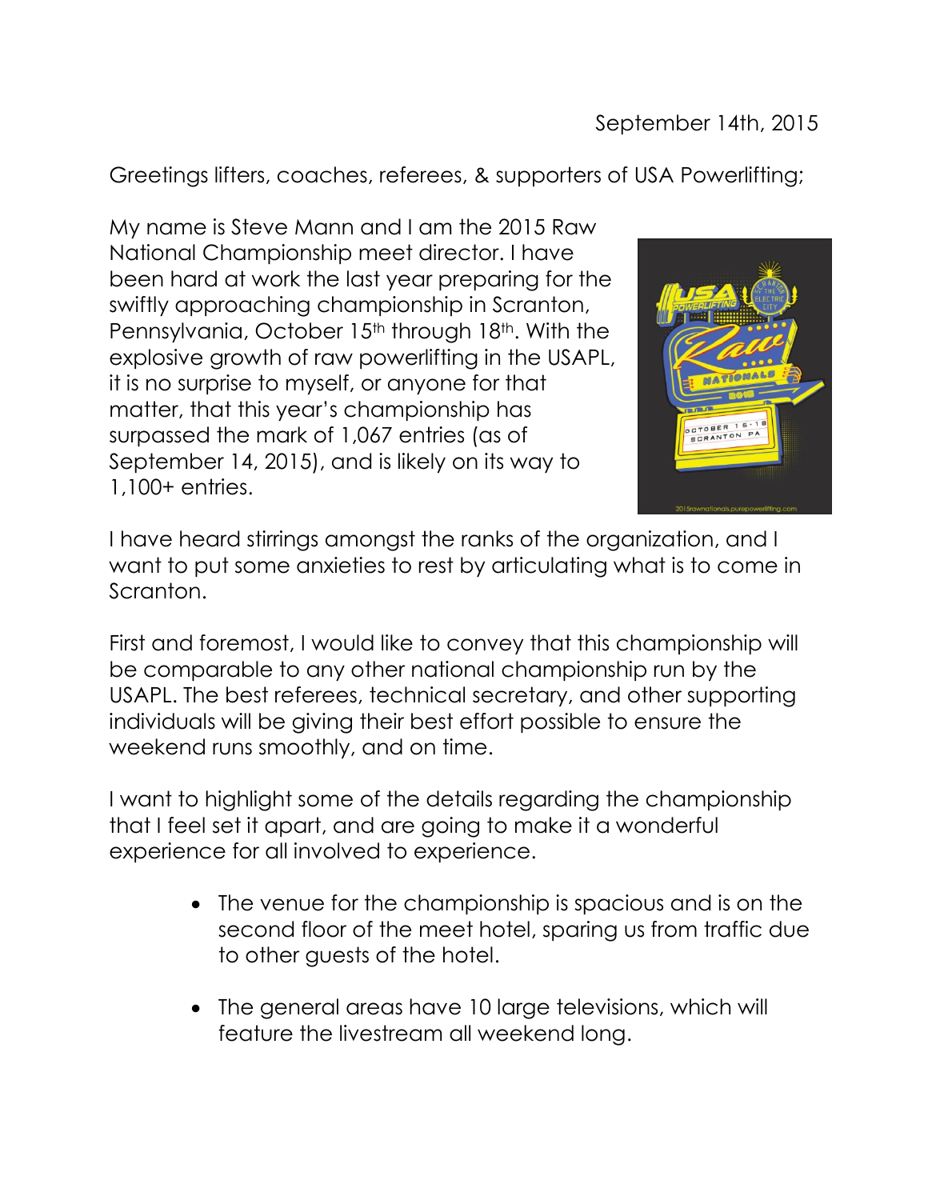September 14th, 2015

Greetings lifters, coaches, referees, & supporters of USA Powerlifting;

My name is Steve Mann and I am the 2015 Raw National Championship meet director. I have been hard at work the last year preparing for the swiftly approaching championship in Scranton, Pennsylvania, October 15th through 18th. With the explosive growth of raw powerlifting in the USAPL, it is no surprise to myself, or anyone for that matter, that this year's championship has surpassed the mark of 1,067 entries (as of September 14, 2015), and is likely on its way to 1,100+ entries.

I have heard stirrings amongst the ranks of the organization, and I want to put some anxieties to rest by articulating what is to come in Scranton.

First and foremost, I would like to convey that this championship will be comparable to any other national championship run by the USAPL. The best referees, technical secretary, and other supporting individuals will be giving their best effort possible to ensure the weekend runs smoothly, and on time.

I want to highlight some of the details regarding the championship that I feel set it apart, and are going to make it a wonderful experience for all involved to experience.

- The venue for the championship is spacious and is on the second floor of the meet hotel, sparing us from traffic due to other guests of the hotel.
- The general areas have 10 large televisions, which will feature the livestream all weekend long.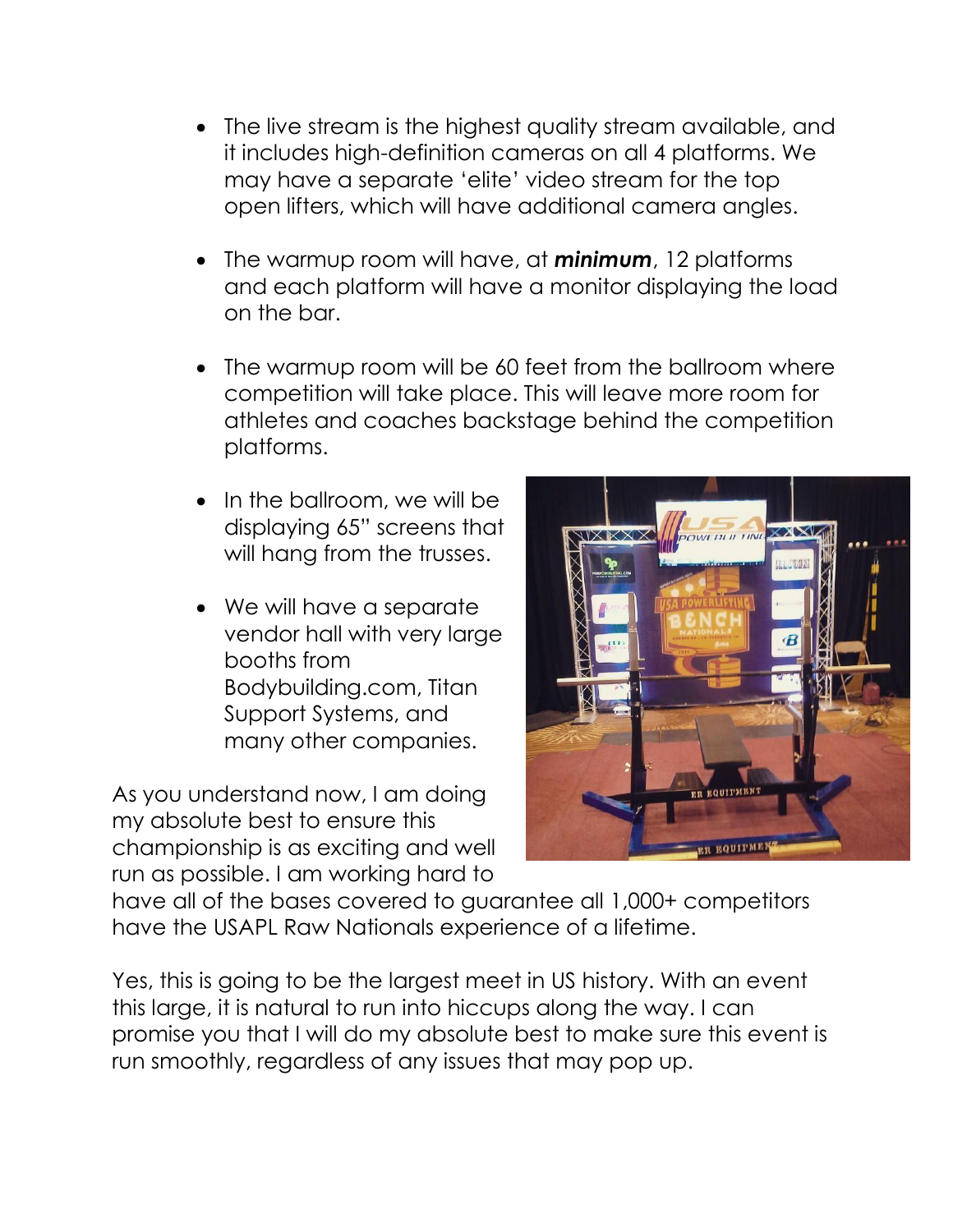- The live stream is the highest quality stream available, and it includes high-definition cameras on all 4 platforms. We may have a separate 'elite' video stream for the top open lifters, which will have additional camera angles.

- The warmup room will have, at ***minimum***, 12 platforms and each platform will have a monitor displaying the load on the bar.

- The warmup room will be 60 feet from the ballroom where competition will take place. This will leave more room for athletes and coaches backstage behind the competition platforms.

- In the ballroom, we will be displaying 65" screens that will hang from the trusses.

- We will have a separate vendor hall with very large booths from Bodybuilding.com, Titan Support Systems, and many other companies.

As you understand now, I am doing my absolute best to ensure this championship is as exciting and well run as possible. I am working hard to have all of the bases covered to guarantee all 1,000+ competitors have the USAPL Raw Nationals experience of a lifetime.

Yes, this is going to be the largest meet in US history. With an event this large, it is natural to run into hiccups along the way. I can promise you that I will do my absolute best to make sure this event is run smoothly, regardless of any issues that may pop up.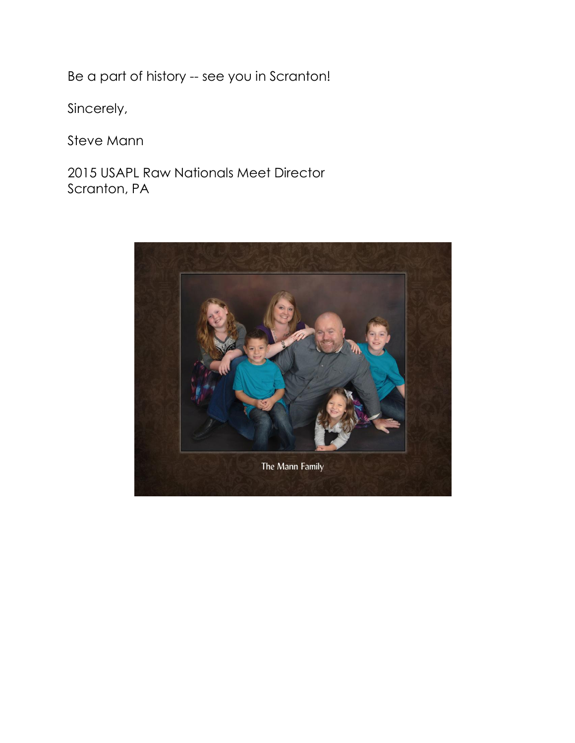Be a part of history -- see you in Scranton!

Sincerely,

Steve Mann

2015 USAPL Raw Nationals Meet Director
Scranton, PA

The Mann Family